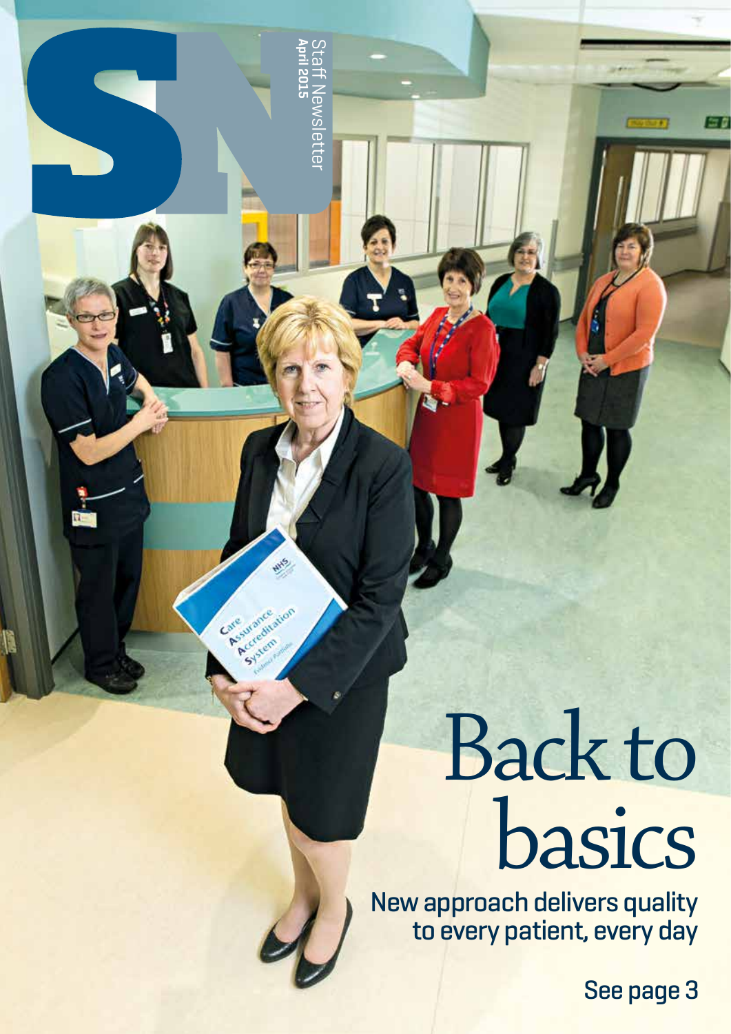# SN

Staff Newsletter
**April 2015**

# Back to basics

**New approach delivers quality to every patient, every day**

**See page 3**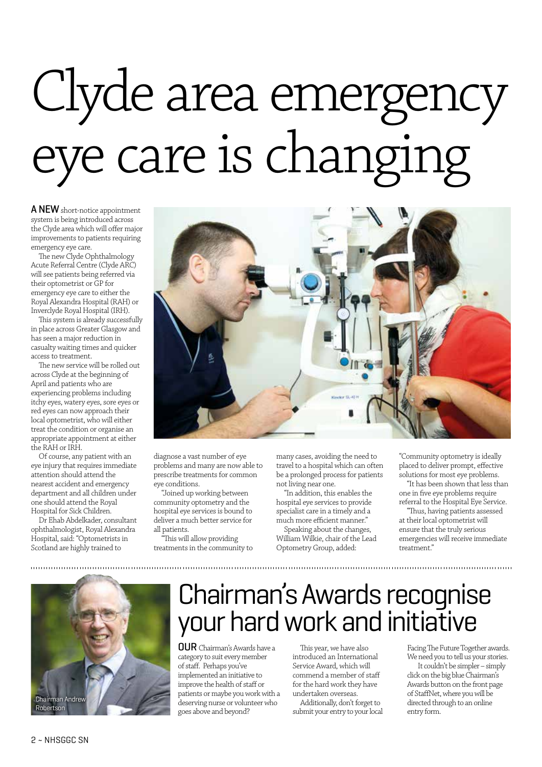# Clyde area emergency eye care is changing

**A NEW** short-notice appointment system is being introduced across the Clyde area which will offer major improvements to patients requiring emergency eye care.

The new Clyde Ophthalmology Acute Referral Centre (Clyde ARC) will see patients being referred via their optometrist or GP for emergency eye care to either the Royal Alexandra Hospital (RAH) or Inverclyde Royal Hospital (IRH).

This system is already successfully in place across Greater Glasgow and has seen a major reduction in casualty waiting times and quicker access to treatment.

The new service will be rolled out across Clyde at the beginning of April and patients who are experiencing problems including itchy eyes, watery eyes, sore eyes or red eyes can now approach their local optometrist, who will either treat the condition or organise an appropriate appointment at either the RAH or IRH.

Of course, any patient with an eye injury that requires immediate attention should attend the nearest accident and emergency department and all children under one should attend the Royal Hospital for Sick Children.

Dr Ehab Abdelkader, consultant ophthalmologist, Royal Alexandra Hospital, said: "Optometrists in Scotland are highly trained to diagnose a vast number of eye problems and many are now able to prescribe treatments for common eye conditions.

"Joined up working between community optometry and the hospital eye services is bound to deliver a much better service for all patients.

"This will allow providing treatments in the community to many cases, avoiding the need to travel to a hospital which can often be a prolonged process for patients not living near one.

"In addition, this enables the hospital eye services to provide specialist care in a timely and a much more efficient manner."

Speaking about the changes, William Wilkie, chair of the Lead Optometry Group, added:

"Community optometry is ideally placed to deliver prompt, effective solutions for most eye problems.

"It has been shown that less than one in five eye problems require referral to the Hospital Eye Service.

"Thus, having patients assessed at their local optometrist will ensure that the truly serious emergencies will receive immediate treatment."

## Chairman's Awards recognise your hard work and initiative

Chairman Andrew Robertson

**OUR** Chairman's Awards have a category to suit every member of staff. Perhaps you've implemented an initiative to improve the health of staff or patients or maybe you work with a deserving nurse or volunteer who goes above and beyond?

This year, we have also introduced an International Service Award, which will commend a member of staff for the hard work they have undertaken overseas.

Additionally, don't forget to submit your entry to your local Facing The Future Together awards. We need you to tell us your stories.

It couldn't be simpler – simply click on the big blue Chairman's Awards button on the front page of StaffNet, where you will be directed through to an online entry form.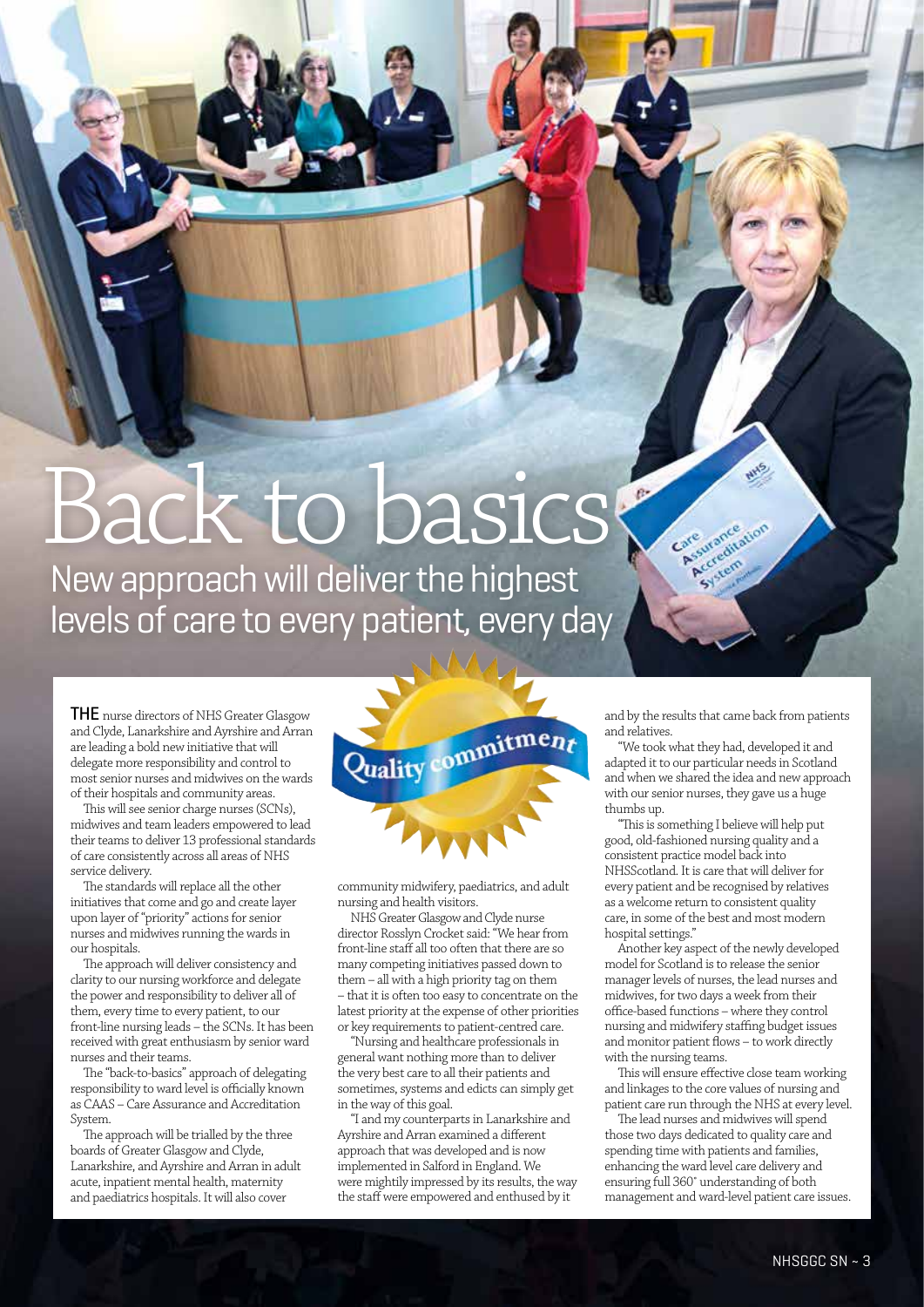# Back to basics

## New approach will deliver the highest levels of care to every patient, every day

**THE** nurse directors of NHS Greater Glasgow and Clyde, Lanarkshire and Ayrshire and Arran are leading a bold new initiative that will delegate more responsibility and control to most senior nurses and midwives on the wards of their hospitals and community areas.

This will see senior charge nurses (SCNs), midwives and team leaders empowered to lead their teams to deliver 13 professional standards of care consistently across all areas of NHS service delivery.

The standards will replace all the other initiatives that come and go and create layer upon layer of "priority" actions for senior nurses and midwives running the wards in our hospitals.

The approach will deliver consistency and clarity to our nursing workforce and delegate the power and responsibility to deliver all of them, every time to every patient, to our front-line nursing leads – the SCNs. It has been received with great enthusiasm by senior ward nurses and their teams.

The "back-to-basics" approach of delegating responsibility to ward level is officially known as CAAS – Care Assurance and Accreditation System.

The approach will be trialled by the three boards of Greater Glasgow and Clyde, Lanarkshire, and Ayrshire and Arran in adult acute, inpatient mental health, maternity and paediatrics hospitals. It will also cover community midwifery, paediatrics, and adult nursing and health visitors.

NHS Greater Glasgow and Clyde nurse director Rosslyn Crocket said: "We hear from front-line staff all too often that there are so many competing initiatives passed down to them – all with a high priority tag on them – that it is often too easy to concentrate on the latest priority at the expense of other priorities or key requirements to patient-centred care.

"Nursing and healthcare professionals in general want nothing more than to deliver the very best care to all their patients and sometimes, systems and edicts can simply get in the way of this goal.

"I and my counterparts in Lanarkshire and Ayrshire and Arran examined a different approach that was developed and is now implemented in Salford in England. We were mightily impressed by its results, the way the staff were empowered and enthused by it and by the results that came back from patients and relatives.

"We took what they had, developed it and adapted it to our particular needs in Scotland and when we shared the idea and new approach with our senior nurses, they gave us a huge thumbs up.

"This is something I believe will help put good, old-fashioned nursing quality and a consistent practice model back into NHSScotland. It is care that will deliver for every patient and be recognised by relatives as a welcome return to consistent quality care, in some of the best and most modern hospital settings."

Another key aspect of the newly developed model for Scotland is to release the senior manager levels of nurses, the lead nurses and midwives, for two days a week from their office-based functions – where they control nursing and midwifery staffing budget issues and monitor patient flows – to work directly with the nursing teams.

This will ensure effective close team working and linkages to the core values of nursing and patient care run through the NHS at every level.

The lead nurses and midwives will spend those two days dedicated to quality care and spending time with patients and families, enhancing the ward level care delivery and ensuring full 360° understanding of both management and ward-level patient care issues.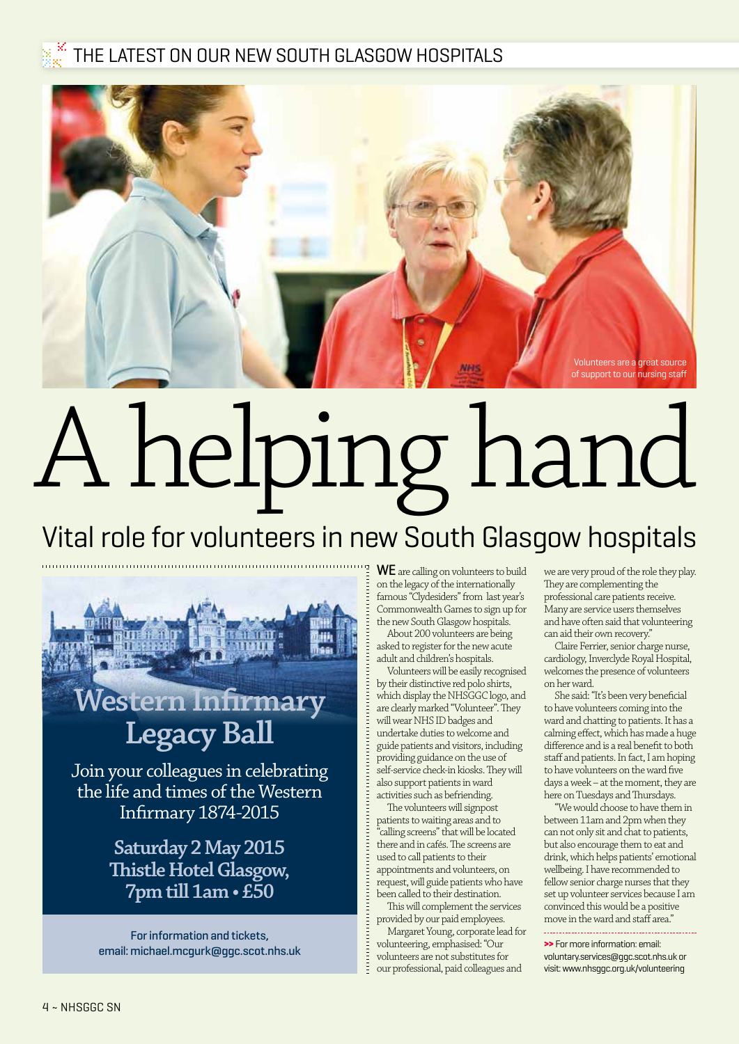# A helping hand

## Vital role for volunteers in new South Glasgow hospitals

Volunteers are a great source of support to our nursing staff

**WE** are calling on volunteers to build on the legacy of the internationally famous "Clydesiders" from last year's Commonwealth Games to sign up for the new South Glasgow hospitals.

About 200 volunteers are being asked to register for the new acute adult and children's hospitals.

Volunteers will be easily recognised by their distinctive red polo shirts, which display the NHSGGC logo, and are clearly marked "Volunteer". They will wear NHS ID badges and undertake duties to welcome and guide patients and visitors, including providing guidance on the use of self-service check-in kiosks. They will also support patients in ward activities such as befriending.

The volunteers will signpost patients to waiting areas and to "calling screens" that will be located there and in cafés. The screens are used to call patients to their appointments and volunteers, on request, will guide patients who have been called to their destination.

This will complement the services provided by our paid employees.

Margaret Young, corporate lead for volunteering, emphasised: "Our volunteers are not substitutes for our professional, paid colleagues and we are very proud of the role they play. They are complementing the professional care patients receive. Many are service users themselves and have often said that volunteering can aid their own recovery."

Claire Ferrier, senior charge nurse, cardiology, Inverclyde Royal Hospital, welcomes the presence of volunteers on her ward.

She said: "It's been very beneficial to have volunteers coming into the ward and chatting to patients. It has a calming effect, which has made a huge difference and is a real benefit to both staff and patients. In fact, I am hoping to have volunteers on the ward five days a week – at the moment, they are here on Tuesdays and Thursdays.

"We would choose to have them in between 11am and 2pm when they can not only sit and chat to patients, but also encourage them to eat and drink, which helps patients' emotional wellbeing. I have recommended to fellow senior charge nurses that they set up volunteer services because I am convinced this would be a positive move in the ward and staff area."

>> For more information: email: voluntary.services@ggc.scot.nhs.uk or visit: www.nhsggc.org.uk/volunteering

---

## Western Infirmary Legacy Ball

Join your colleagues in celebrating the life and times of the Western Infirmary 1874-2015

**Saturday 2 May 2015**
**Thistle Hotel Glasgow,**
**7pm till 1am • £50**

For information and tickets, email: michael.mcgurk@ggc.scot.nhs.uk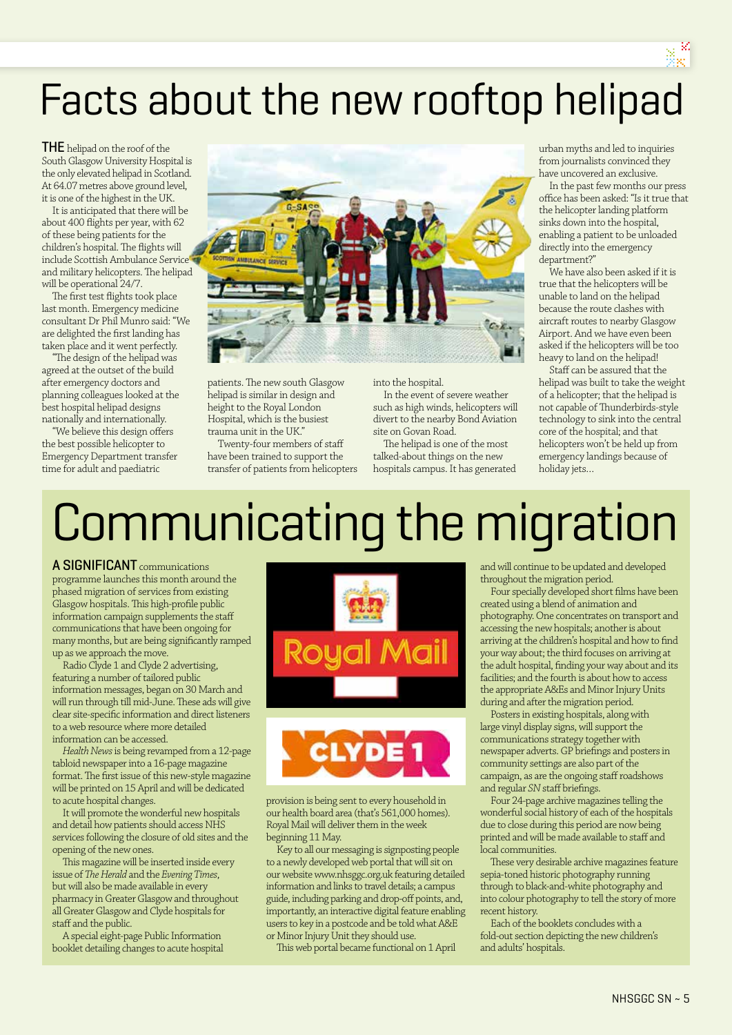# Facts about the new rooftop helipad

**THE** helipad on the roof of the South Glasgow University Hospital is the only elevated helipad in Scotland. At 64.07 metres above ground level, it is one of the highest in the UK.

It is anticipated that there will be about 400 flights per year, with 62 of these being patients for the children's hospital. The flights will include Scottish Ambulance Service and military helicopters. The helipad will be operational 24/7.

The first test flights took place last month. Emergency medicine consultant Dr Phil Munro said: "We are delighted the first landing has taken place and it went perfectly.

"The design of the helipad was agreed at the outset of the build after emergency doctors and planning colleagues looked at the best hospital helipad designs nationally and internationally.

"We believe this design offers the best possible helicopter to Emergency Department transfer time for adult and paediatric patients. The new south Glasgow helipad is similar in design and height to the Royal London Hospital, which is the busiest trauma unit in the UK."

Twenty-four members of staff have been trained to support the transfer of patients from helicopters into the hospital.

In the event of severe weather such as high winds, helicopters will divert to the nearby Bond Aviation site on Govan Road.

The helipad is one of the most talked-about things on the new hospitals campus. It has generated urban myths and led to inquiries from journalists convinced they have uncovered an exclusive.

In the past few months our press office has been asked: "Is it true that the helicopter landing platform sinks down into the hospital, enabling a patient to be unloaded directly into the emergency department?"

We have also been asked if it is true that the helicopters will be unable to land on the helipad because the route clashes with aircraft routes to nearby Glasgow Airport. And we have even been asked if the helicopters will be too heavy to land on the helipad!

Staff can be assured that the helipad was built to take the weight of a helicopter; that the helipad is not capable of Thunderbirds-style technology to sink into the central core of the hospital; and that helicopters won't be held up from emergency landings because of holiday jets...

# Communicating the migration

**A SIGNIFICANT** communications programme launches this month around the phased migration of services from existing Glasgow hospitals. This high-profile public information campaign supplements the staff communications that have been ongoing for many months, but are being significantly ramped up as we approach the move.

Radio Clyde 1 and Clyde 2 advertising, featuring a number of tailored public information messages, began on 30 March and will run through till mid-June. These ads will give clear site-specific information and direct listeners to a web resource where more detailed information can be accessed.

*Health News* is being revamped from a 12-page tabloid newspaper into a 16-page magazine format. The first issue of this new-style magazine will be printed on 15 April and will be dedicated to acute hospital changes.

It will promote the wonderful new hospitals and detail how patients should access NHS services following the closure of old sites and the opening of the new ones.

This magazine will be inserted inside every issue of *The Herald* and the *Evening Times*, but will also be made available in every pharmacy in Greater Glasgow and throughout all Greater Glasgow and Clyde hospitals for staff and the public.

A special eight-page Public Information booklet detailing changes to acute hospital provision is being sent to every household in our health board area (that's 561,000 homes). Royal Mail will deliver them in the week beginning 11 May.

Key to all our messaging is signposting people to a newly developed web portal that will sit on our website www.nhsggc.org.uk featuring detailed information and links to travel details; a campus guide, including parking and drop-off points, and, importantly, an interactive digital feature enabling users to key in a postcode and be told what A&E or Minor Injury Unit they should use.

This web portal became functional on 1 April and will continue to be updated and developed throughout the migration period.

Four specially developed short films have been created using a blend of animation and photography. One concentrates on transport and accessing the new hospitals; another is about arriving at the children's hospital and how to find your way about; the third focuses on arriving at the adult hospital, finding your way about and its facilities; and the fourth is about how to access the appropriate A&Es and Minor Injury Units during and after the migration period.

Posters in existing hospitals, along with large vinyl display signs, will support the communications strategy together with newspaper adverts. GP briefings and posters in community settings are also part of the campaign, as are the ongoing staff roadshows and regular *SN* staff briefings.

Four 24-page archive magazines telling the wonderful social history of each of the hospitals due to close during this period are now being printed and will be made available to staff and local communities.

These very desirable archive magazines feature sepia-toned historic photography running through to black-and-white photography and into colour photography to tell the story of more recent history.

Each of the booklets concludes with a fold-out section depicting the new children's and adults' hospitals.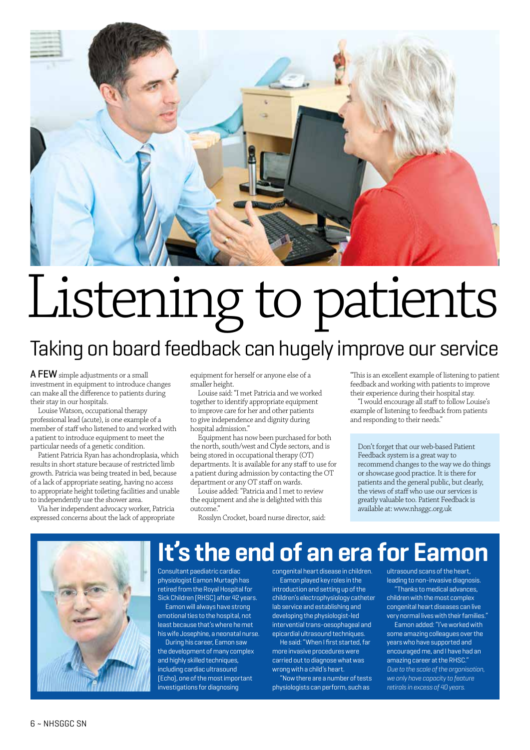# Listening to patients

## Taking on board feedback can hugely improve our service

**A FEW** simple adjustments or a small investment in equipment to introduce changes can make all the difference to patients during their stay in our hospitals.

Louise Watson, occupational therapy professional lead (acute), is one example of a member of staff who listened to and worked with a patient to introduce equipment to meet the particular needs of a genetic condition.

Patient Patricia Ryan has achondroplasia, which results in short stature because of restricted limb growth. Patricia was being treated in bed, because of a lack of appropriate seating, having no access to appropriate height toileting facilities and unable to independently use the shower area.

Via her independent advocacy worker, Patricia expressed concerns about the lack of appropriate equipment for herself or anyone else of a smaller height.

Louise said: "I met Patricia and we worked together to identify appropriate equipment to improve care for her and other patients to give independence and dignity during hospital admission."

Equipment has now been purchased for both the north, south/west and Clyde sectors, and is being stored in occupational therapy (OT) departments. It is available for any staff to use for a patient during admission by contacting the OT department or any OT staff on wards.

Louise added: "Patricia and I met to review the equipment and she is delighted with this outcome."

Rosslyn Crocket, board nurse director, said: "This is an excellent example of listening to patient feedback and working with patients to improve their experience during their hospital stay.

"I would encourage all staff to follow Louise's example of listening to feedback from patients and responding to their needs."

Don't forget that our web-based Patient Feedback system is a great way to recommend changes to the way we do things or showcase good practice. It is there for patients and the general public, but clearly, the views of staff who use our services is greatly valuable too. Patient Feedback is available at: www.nhsggc.org.uk

# It's the end of an era for Eamon

Consultant paediatric cardiac physiologist Eamon Murtagh has retired from the Royal Hospital for Sick Children (RHSC) after 42 years.

Eamon will always have strong emotional ties to the hospital, not least because that's where he met his wife Josephine, a neonatal nurse.

During his career, Eamon saw the development of many complex and highly skilled techniques, including cardiac ultrasound (Echo), one of the most important investigations for diagnosing congenital heart disease in children.

Eamon played key roles in the introduction and setting up of the children's electrophysiology catheter lab service and establishing and developing the physiologist-led intervential trans-oesophageal and epicardial ultrasound techniques.

He said: "When I first started, far more invasive procedures were carried out to diagnose what was wrong with a child's heart.

"Now there are a number of tests physiologists can perform, such as ultrasound scans of the heart, leading to non-invasive diagnosis.

"Thanks to medical advances, children with the most complex congenital heart diseases can live very normal lives with their families."

Eamon added: "I've worked with some amazing colleagues over the years who have supported and encouraged me, and I have had an amazing career at the RHSC."

*Due to the scale of the organisation, we only have capacity to feature retirals in excess of 40 years.*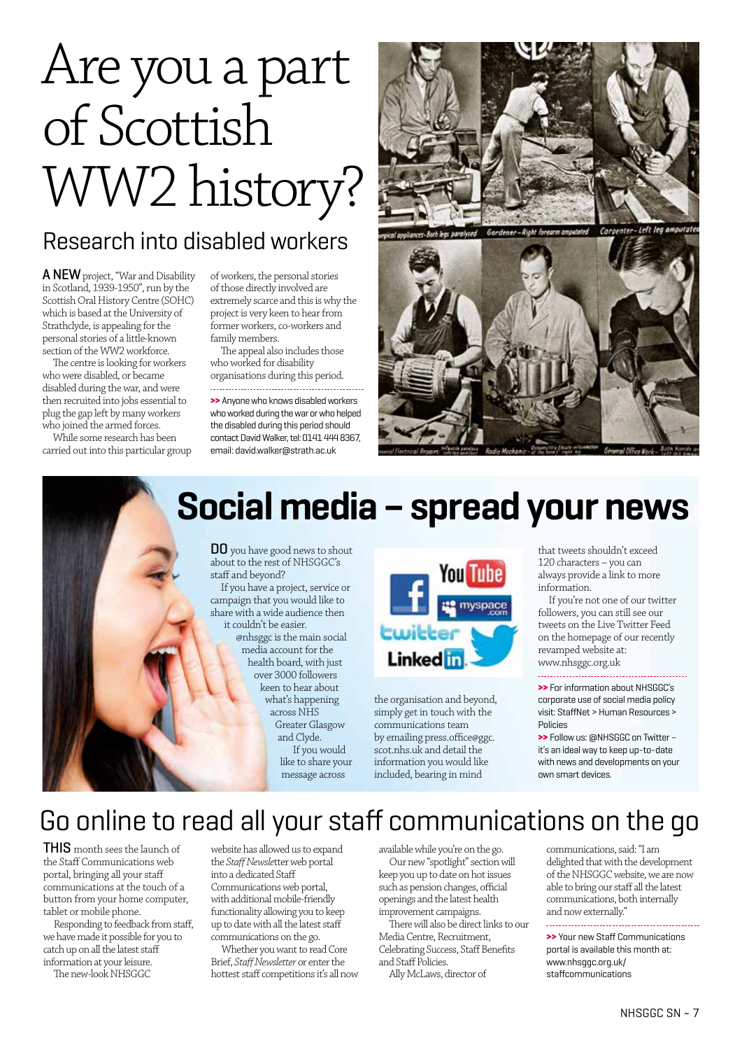# Are you a part of Scottish WW2 history?

## Research into disabled workers

**A NEW** project, "War and Disability in Scotland, 1939-1950", run by the Scottish Oral History Centre (SOHC) which is based at the University of Strathclyde, is appealing for the personal stories of a little-known section of the WW2 workforce.

The centre is looking for workers who were disabled, or became disabled during the war, and were then recruited into jobs essential to plug the gap left by many workers who joined the armed forces.

While some research has been carried out into this particular group of workers, the personal stories of those directly involved are extremely scarce and this is why the project is very keen to hear from former workers, co-workers and family members.

The appeal also includes those who worked for disability organisations during this period.

**>>** Anyone who knows disabled workers who worked during the war or who helped the disabled during this period should contact David Walker, tel: 0141 444 8367, email: david.walker@strath.ac.uk

# Social media – spread your news

**DO** you have good news to shout about to the rest of NHSGGC's staff and beyond?

If you have a project, service or campaign that you would like to share with a wide audience then it couldn't be easier.

@nhsggc is the main social media account for the health board, with just over 3000 followers keen to hear about what's happening across NHS Greater Glasgow and Clyde.

If you would like to share your message across the organisation and beyond, simply get in touch with the communications team by emailing press.office@ggc.scot.nhs.uk and detail the information you would like included, bearing in mind that tweets shouldn't exceed 120 characters – you can always provide a link to more information.

If you're not one of our twitter followers, you can still see our tweets on the Live Twitter Feed on the homepage of our recently revamped website at: www.nhsggc.org.uk

**>>** For information about NHSGGC's corporate use of social media policy visit: StaffNet > Human Resources > Policies

**>>** Follow us: @NHSGGC on Twitter – it's an ideal way to keep up-to-date with news and developments on your own smart devices.

# Go online to read all your staff communications on the go

**THIS** month sees the launch of the Staff Communications web portal, bringing all your staff communications at the touch of a button from your home computer, tablet or mobile phone.

Responding to feedback from staff, we have made it possible for you to catch up on all the latest staff information at your leisure.

The new-look NHSGGC website has allowed us to expand the *Staff Newsletter* web portal into a dedicated Staff Communications web portal, with additional mobile-friendly functionality allowing you to keep up to date with all the latest staff communications on the go.

Whether you want to read Core Brief, *Staff Newsletter* or enter the hottest staff competitions it's all now available while you're on the go.

Our new "spotlight" section will keep you up to date on hot issues such as pension changes, official openings and the latest health improvement campaigns.

There will also be direct links to our Media Centre, Recruitment, Celebrating Success, Staff Benefits and Staff Policies.

Ally McLaws, director of communications, said: "I am delighted that with the development of the NHSGGC website, we are now able to bring our staff all the latest communications, both internally and now externally."

**>>** Your new Staff Communications portal is available this month at: www.nhsggc.org.uk/staffcommunications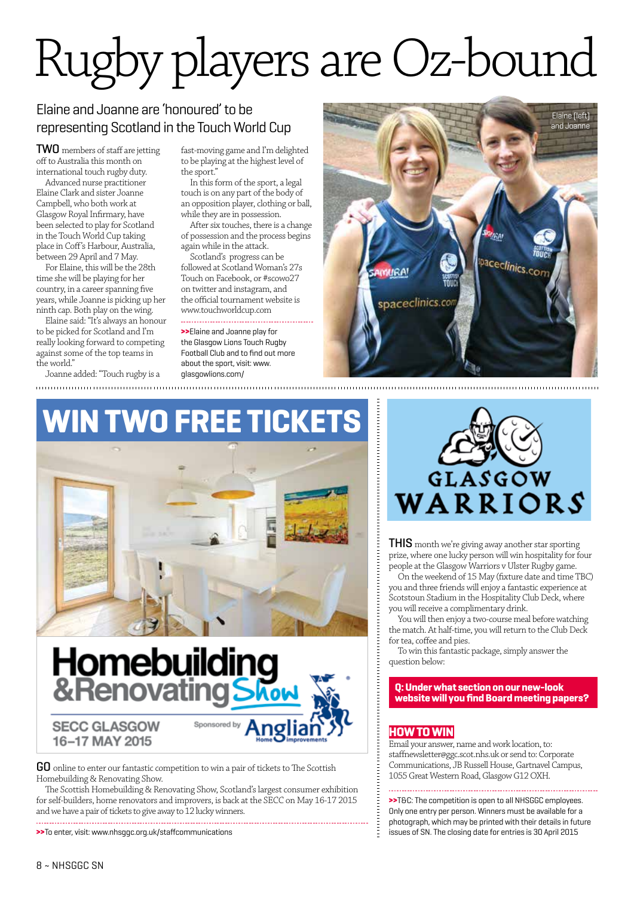# Rugby players are Oz-bound

## Elaine and Joanne are 'honoured' to be representing Scotland in the Touch World Cup

**TWO** members of staff are jetting off to Australia this month on international touch rugby duty.

Advanced nurse practitioner Elaine Clark and sister Joanne Campbell, who both work at Glasgow Royal Infirmary, have been selected to play for Scotland in the Touch World Cup taking place in Coff's Harbour, Australia, between 29 April and 7 May.

For Elaine, this will be the 28th time she will be playing for her country, in a career spanning five years, while Joanne is picking up her ninth cap. Both play on the wing.

Elaine said: "It's always an honour to be picked for Scotland and I'm really looking forward to competing against some of the top teams in the world."

Joanne added: "Touch rugby is a fast-moving game and I'm delighted to be playing at the highest level of the sport."

In this form of the sport, a legal touch is on any part of the body of an opposition player, clothing or ball, while they are in possession.

After six touches, there is a change of possession and the process begins again while in the attack.

Scotland's progress can be followed at Scotland Woman's 27s Touch on Facebook, or #scowo27 on twitter and instagram, and the official tournament website is www.touchworldcup.com

>>Elaine and Joanne play for the Glasgow Lions Touch Rugby Football Club and to find out more about the sport, visit: www.glasgowlions.com/

Elaine (left) and Joanne

# WIN TWO FREE TICKETS

Homebuilding & Renovating Show

SECC GLASGOW 16–17 MAY 2015

Sponsored by Anglian Home Improvements

**GO** online to enter our fantastic competition to win a pair of tickets to The Scottish Homebuilding & Renovating Show.

The Scottish Homebuilding & Renovating Show, Scotland's largest consumer exhibition for self-builders, home renovators and improvers, is back at the SECC on May 16-17 2015 and we have a pair of tickets to give away to 12 lucky winners.

>>To enter, visit: www.nhsggc.org.uk/staffcommunications

GLASGOW WARRIORS

**THIS** month we're giving away another star sporting prize, where one lucky person will win hospitality for four people at the Glasgow Warriors v Ulster Rugby game.

On the weekend of 15 May (fixture date and time TBC) you and three friends will enjoy a fantastic experience at Scotstoun Stadium in the Hospitality Club Deck, where you will receive a complimentary drink.

You will then enjoy a two-course meal before watching the match. At half-time, you will return to the Club Deck for tea, coffee and pies.

To win this fantastic package, simply answer the question below:

**Q: Under what section on our new-look website will you find Board meeting papers?**

**HOW TO WIN**

Email your answer, name and work location, to: staffnewsletter@ggc.scot.nhs.uk or send to: Corporate Communications, JB Russell House, Gartnavel Campus, 1055 Great Western Road, Glasgow G12 OXH.

>>T&C: The competition is open to all NHSGGC employees. Only one entry per person. Winners must be available for a photograph, which may be printed with their details in future issues of SN. The closing date for entries is 30 April 2015